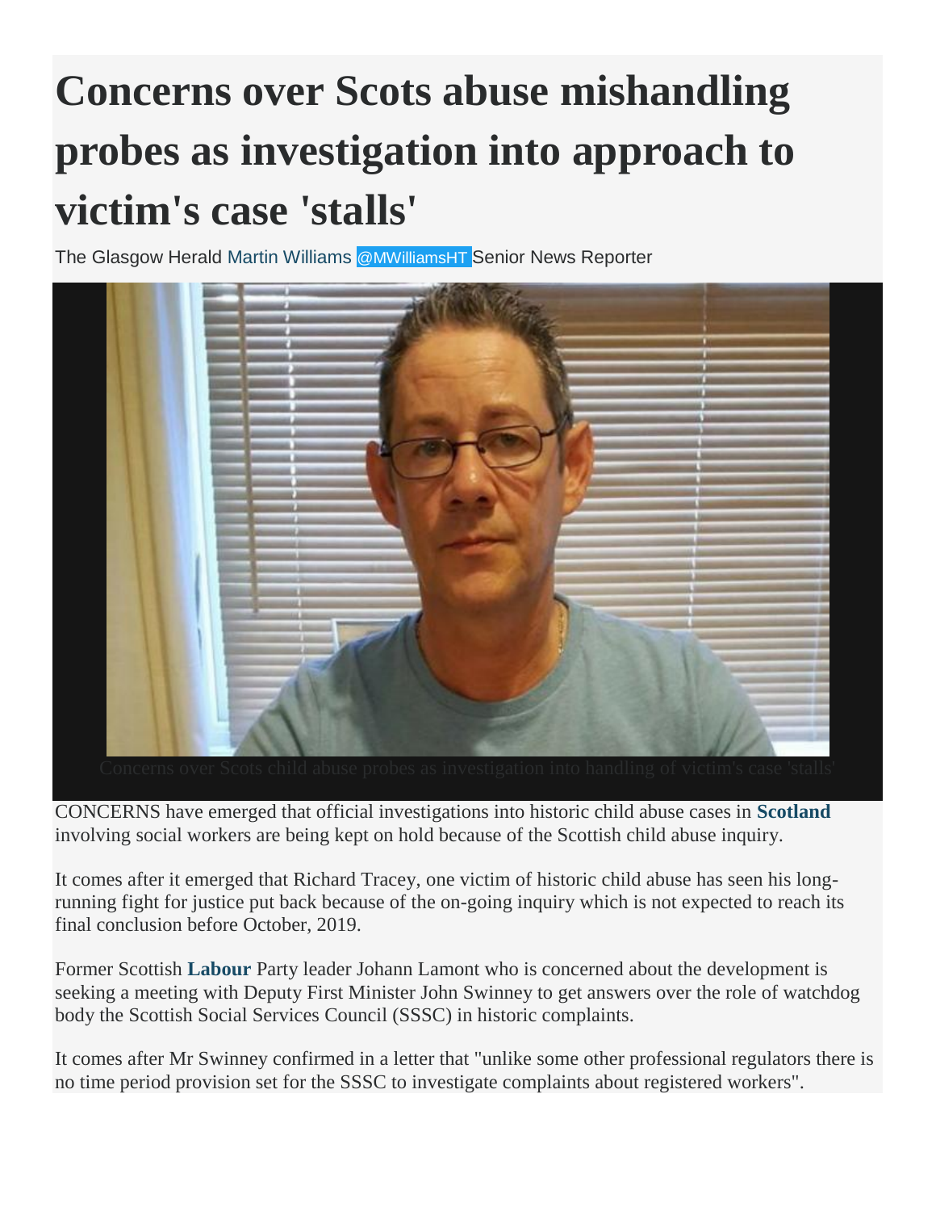# Concerns over Scots abuse mishandling probes as investigation into approach to victim's case 'stalls'

The Glasgow Herald Martin Williams @MWilliamsHT Senior News Reporter

Concerns over Scots child abuse probes as investigation into handling of victim's case 'stalls'

CONCERNS have emerged that official investigations into historic child abuse cases in **Scotland** involving social workers are being kept on hold because of the Scottish child abuse inquiry.

It comes after it emerged that Richard Tracey, one victim of historic child abuse has seen his long-running fight for justice put back because of the on-going inquiry which is not expected to reach its final conclusion before October, 2019.

Former Scottish **Labour** Party leader Johann Lamont who is concerned about the development is seeking a meeting with Deputy First Minister John Swinney to get answers over the role of watchdog body the Scottish Social Services Council (SSSC) in historic complaints.

It comes after Mr Swinney confirmed in a letter that "unlike some other professional regulators there is no time period provision set for the SSSC to investigate complaints about registered workers".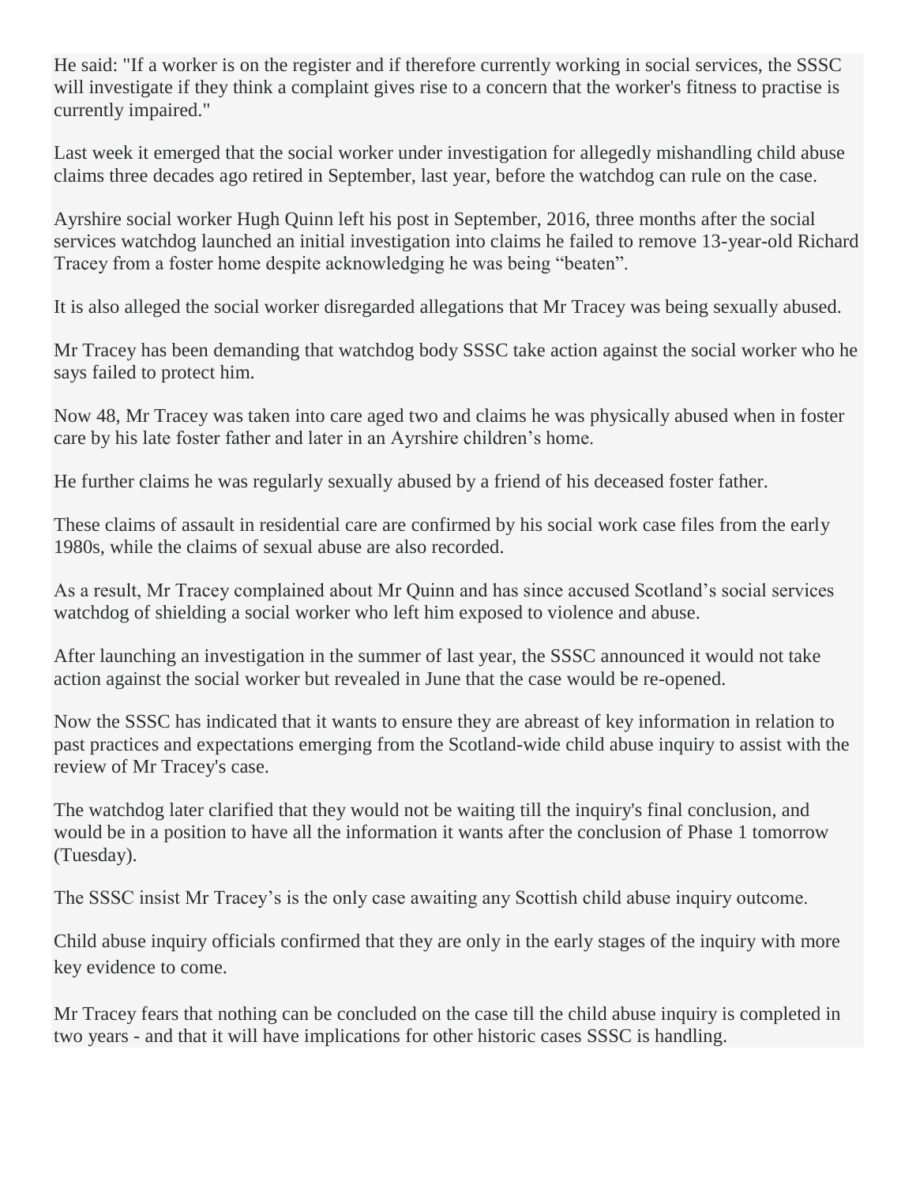He said: "If a worker is on the register and if therefore currently working in social services, the SSSC will investigate if they think a complaint gives rise to a concern that the worker's fitness to practise is currently impaired."

Last week it emerged that the social worker under investigation for allegedly mishandling child abuse claims three decades ago retired in September, last year, before the watchdog can rule on the case.

Ayrshire social worker Hugh Quinn left his post in September, 2016, three months after the social services watchdog launched an initial investigation into claims he failed to remove 13-year-old Richard Tracey from a foster home despite acknowledging he was being "beaten".

It is also alleged the social worker disregarded allegations that Mr Tracey was being sexually abused.

Mr Tracey has been demanding that watchdog body SSSC take action against the social worker who he says failed to protect him.

Now 48, Mr Tracey was taken into care aged two and claims he was physically abused when in foster care by his late foster father and later in an Ayrshire children's home.

He further claims he was regularly sexually abused by a friend of his deceased foster father.

These claims of assault in residential care are confirmed by his social work case files from the early 1980s, while the claims of sexual abuse are also recorded.

As a result, Mr Tracey complained about Mr Quinn and has since accused Scotland's social services watchdog of shielding a social worker who left him exposed to violence and abuse.

After launching an investigation in the summer of last year, the SSSC announced it would not take action against the social worker but revealed in June that the case would be re-opened.

Now the SSSC has indicated that it wants to ensure they are abreast of key information in relation to past practices and expectations emerging from the Scotland-wide child abuse inquiry to assist with the review of Mr Tracey's case.

The watchdog later clarified that they would not be waiting till the inquiry's final conclusion, and would be in a position to have all the information it wants after the conclusion of Phase 1 tomorrow (Tuesday).

The SSSC insist Mr Tracey's is the only case awaiting any Scottish child abuse inquiry outcome.

Child abuse inquiry officials confirmed that they are only in the early stages of the inquiry with more key evidence to come.

Mr Tracey fears that nothing can be concluded on the case till the child abuse inquiry is completed in two years - and that it will have implications for other historic cases SSSC is handling.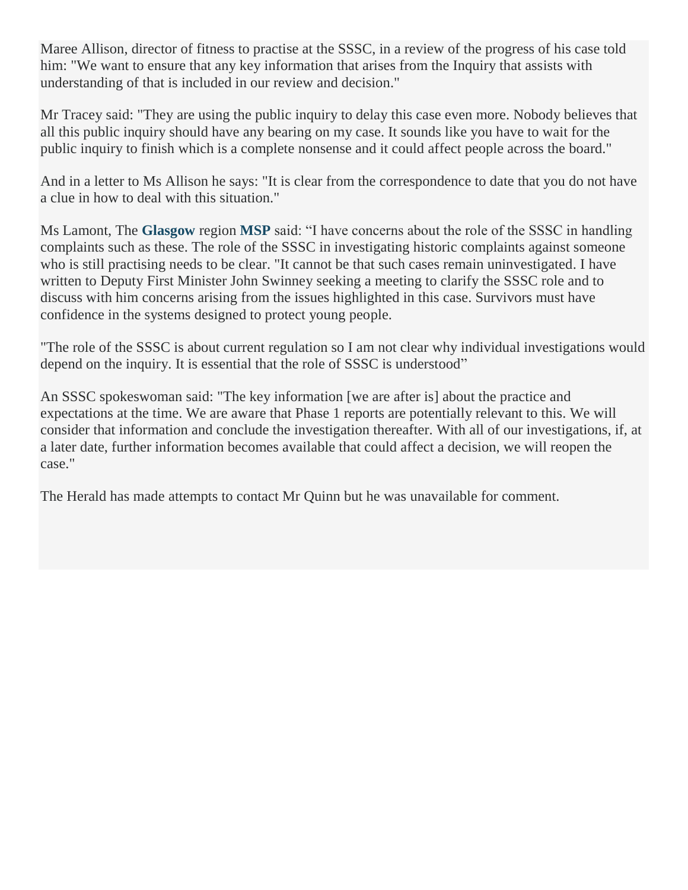Maree Allison, director of fitness to practise at the SSSC, in a review of the progress of his case told him: "We want to ensure that any key information that arises from the Inquiry that assists with understanding of that is included in our review and decision."

Mr Tracey said: "They are using the public inquiry to delay this case even more. Nobody believes that all this public inquiry should have any bearing on my case. It sounds like you have to wait for the public inquiry to finish which is a complete nonsense and it could affect people across the board."

And in a letter to Ms Allison he says: "It is clear from the correspondence to date that you do not have a clue in how to deal with this situation."

Ms Lamont, The **Glasgow** region **MSP** said: "I have concerns about the role of the SSSC in handling complaints such as these. The role of the SSSC in investigating historic complaints against someone who is still practising needs to be clear. "It cannot be that such cases remain uninvestigated. I have written to Deputy First Minister John Swinney seeking a meeting to clarify the SSSC role and to discuss with him concerns arising from the issues highlighted in this case. Survivors must have confidence in the systems designed to protect young people.

"The role of the SSSC is about current regulation so I am not clear why individual investigations would depend on the inquiry. It is essential that the role of SSSC is understood"

An SSSC spokeswoman said: "The key information [we are after is] about the practice and expectations at the time. We are aware that Phase 1 reports are potentially relevant to this. We will consider that information and conclude the investigation thereafter. With all of our investigations, if, at a later date, further information becomes available that could affect a decision, we will reopen the case."

The Herald has made attempts to contact Mr Quinn but he was unavailable for comment.